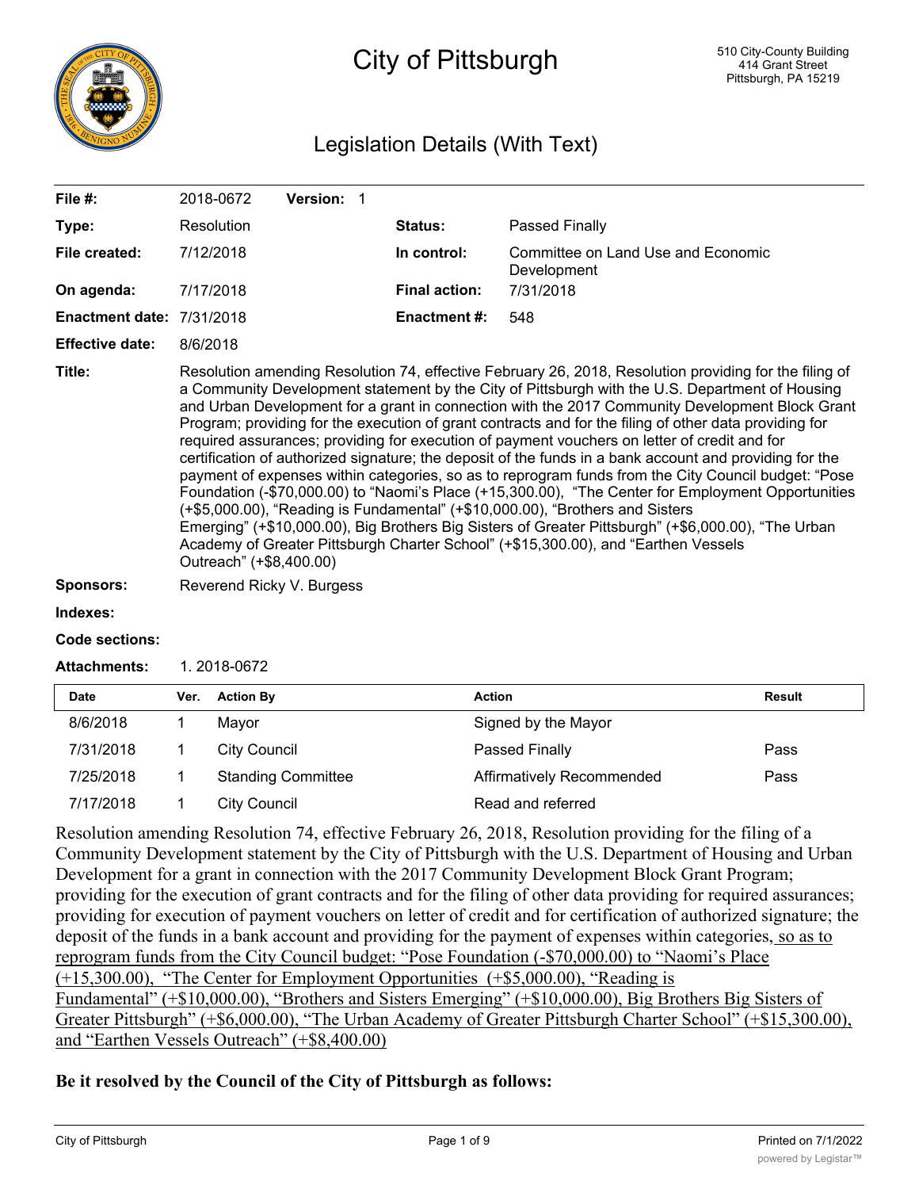# City of Pittsburgh

510 City-County Building
414 Grant Street
Pittsburgh, PA 15219

## Legislation Details (With Text)

| | | | |
|---|---|---|---|
| **File #:** | 2018-0672 **Version:** 1 | | |
| **Type:** | Resolution | **Status:** | Passed Finally |
| **File created:** | 7/12/2018 | **In control:** | Committee on Land Use and Economic Development |
| **On agenda:** | 7/17/2018 | **Final action:** | 7/31/2018 |
| **Enactment date:** | 7/31/2018 | **Enactment #:** | 548 |
| **Effective date:** | 8/6/2018 | | |

**Title:** Resolution amending Resolution 74, effective February 26, 2018, Resolution providing for the filing of a Community Development statement by the City of Pittsburgh with the U.S. Department of Housing and Urban Development for a grant in connection with the 2017 Community Development Block Grant Program; providing for the execution of grant contracts and for the filing of other data providing for required assurances; providing for execution of payment vouchers on letter of credit and for certification of authorized signature; the deposit of the funds in a bank account and providing for the payment of expenses within categories, so as to reprogram funds from the City Council budget: "Pose Foundation (-$70,000.00) to "Naomi's Place (+15,300.00), "The Center for Employment Opportunities (+$5,000.00), "Reading is Fundamental" (+$10,000.00), "Brothers and Sisters Emerging" (+$10,000.00), Big Brothers Big Sisters of Greater Pittsburgh" (+$6,000.00), "The Urban Academy of Greater Pittsburgh Charter School" (+$15,300.00), and "Earthen Vessels Outreach" (+$8,400.00)

**Sponsors:** Reverend Ricky V. Burgess

**Indexes:**

**Code sections:**

**Attachments:** 1. 2018-0672

| Date | Ver. | Action By | Action | Result |
|---|---|---|---|---|
| 8/6/2018 | 1 | Mayor | Signed by the Mayor | |
| 7/31/2018 | 1 | City Council | Passed Finally | Pass |
| 7/25/2018 | 1 | Standing Committee | Affirmatively Recommended | Pass |
| 7/17/2018 | 1 | City Council | Read and referred | |

Resolution amending Resolution 74, effective February 26, 2018, Resolution providing for the filing of a Community Development statement by the City of Pittsburgh with the U.S. Department of Housing and Urban Development for a grant in connection with the 2017 Community Development Block Grant Program; providing for the execution of grant contracts and for the filing of other data providing for required assurances; providing for execution of payment vouchers on letter of credit and for certification of authorized signature; the deposit of the funds in a bank account and providing for the payment of expenses within categories, <u>so as to reprogram funds from the City Council budget: "Pose Foundation (-$70,000.00) to "Naomi's Place (+15,300.00), "The Center for Employment Opportunities (+$5,000.00), "Reading is Fundamental" (+$10,000.00), "Brothers and Sisters Emerging" (+$10,000.00), Big Brothers Big Sisters of Greater Pittsburgh" (+$6,000.00), "The Urban Academy of Greater Pittsburgh Charter School" (+$15,300.00), and "Earthen Vessels Outreach" (+$8,400.00)</u>

**Be it resolved by the Council of the City of Pittsburgh as follows:**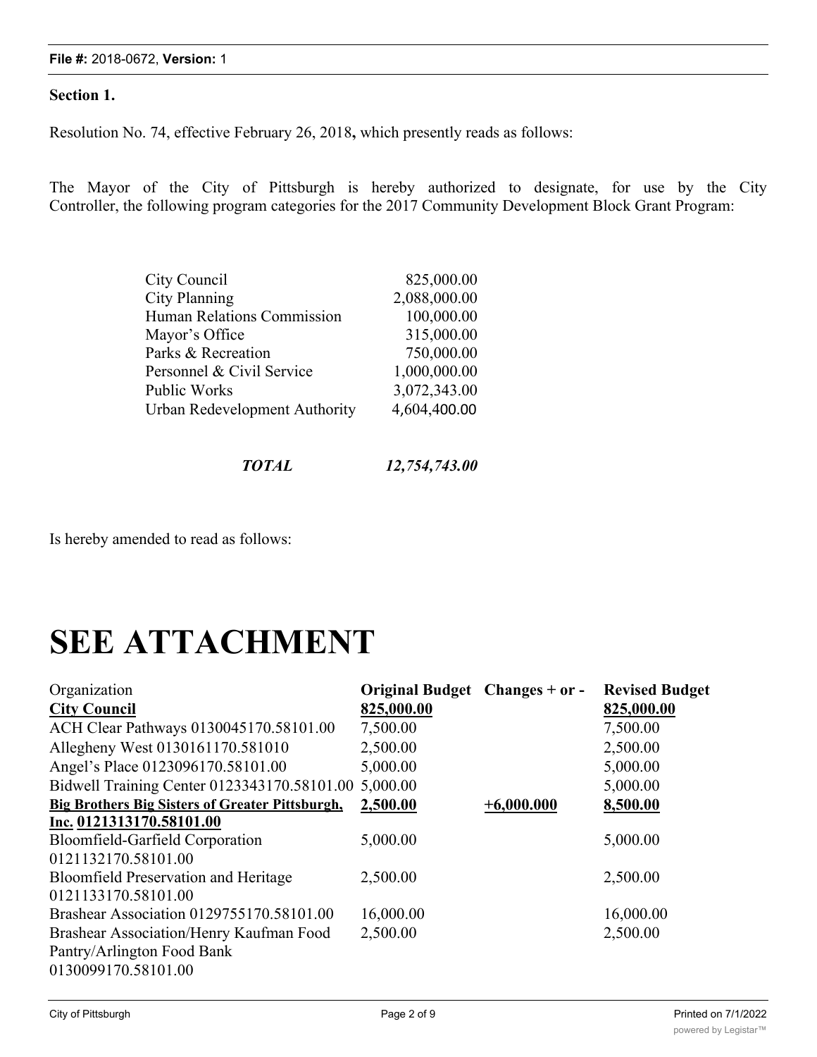**Section 1.**

Resolution No. 74, effective February 26, 2018**,** which presently reads as follows:

The Mayor of the City of Pittsburgh is hereby authorized to designate, for use by the City Controller, the following program categories for the 2017 Community Development Block Grant Program:

| | |
|---|---|
| City Council | 825,000.00 |
| City Planning | 2,088,000.00 |
| Human Relations Commission | 100,000.00 |
| Mayor's Office | 315,000.00 |
| Parks & Recreation | 750,000.00 |
| Personnel & Civil Service | 1,000,000.00 |
| Public Works | 3,072,343.00 |
| Urban Redevelopment Authority | 4,604,400.00 |
| ***TOTAL*** | ***12,754,743.00*** |

Is hereby amended to read as follows:

# SEE ATTACHMENT

| Organization | **Original Budget** | **Changes + or -** | **Revised Budget** |
|---|---|---|---|
| **City Council** | **825,000.00** | | **825,000.00** |
| ACH Clear Pathways 0130045170.58101.00 | 7,500.00 | | 7,500.00 |
| Allegheny West 0130161170.581010 | 2,500.00 | | 2,500.00 |
| Angel's Place 0123096170.58101.00 | 5,000.00 | | 5,000.00 |
| Bidwell Training Center 0123343170.58101.00 | 5,000.00 | | 5,000.00 |
| **Big Brothers Big Sisters of Greater Pittsburgh, Inc. 0121313170.58101.00** | **2,500.00** | **+6,000.000** | **8,500.00** |
| Bloomfield-Garfield Corporation 0121132170.58101.00 | 5,000.00 | | 5,000.00 |
| Bloomfield Preservation and Heritage 0121133170.58101.00 | 2,500.00 | | 2,500.00 |
| Brashear Association 0129755170.58101.00 | 16,000.00 | | 16,000.00 |
| Brashear Association/Henry Kaufman Food Pantry/Arlington Food Bank 0130099170.58101.00 | 2,500.00 | | 2,500.00 |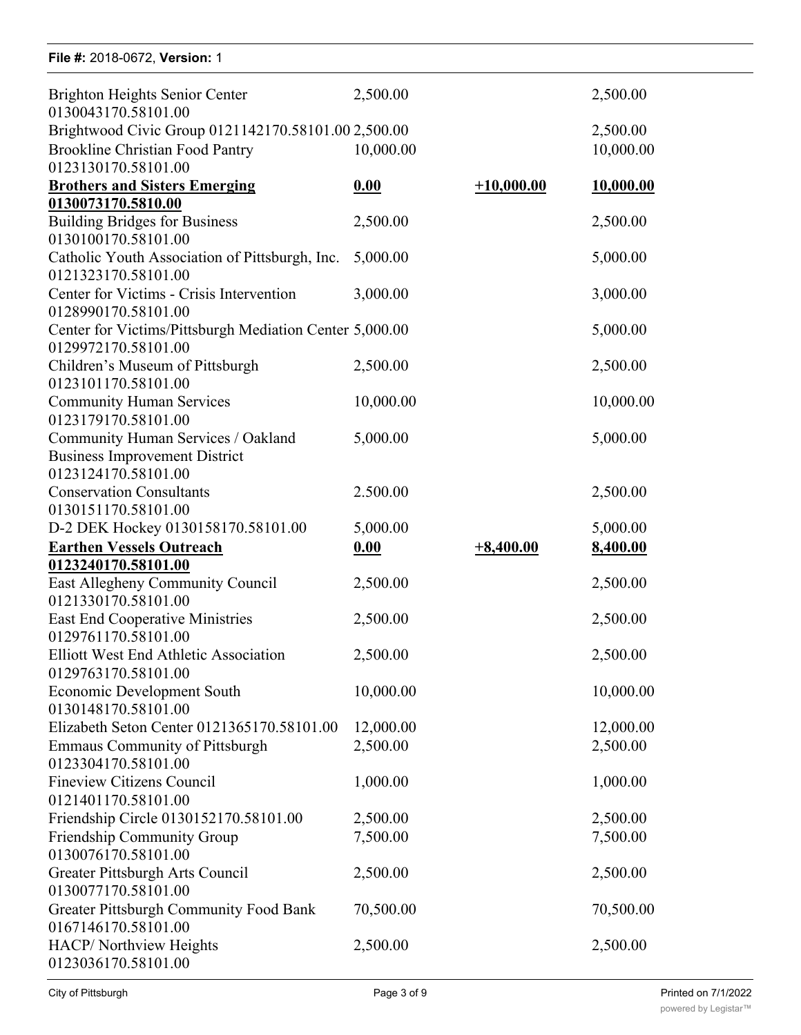| | | | |
|---|---|---|---|
| Brighton Heights Senior Center 0130043170.58101.00 | 2,500.00 | | 2,500.00 |
| Brightwood Civic Group 0121142170.58101.00 | 2,500.00 | | 2,500.00 |
| Brookline Christian Food Pantry 0123130170.58101.00 | 10,000.00 | | 10,000.00 |
| **Brothers and Sisters Emerging 0130073170.5810.00** | **0.00** | **+10,000.00** | **10,000.00** |
| Building Bridges for Business 0130100170.58101.00 | 2,500.00 | | 2,500.00 |
| Catholic Youth Association of Pittsburgh, Inc. 0121323170.58101.00 | 5,000.00 | | 5,000.00 |
| Center for Victims - Crisis Intervention 0128990170.58101.00 | 3,000.00 | | 3,000.00 |
| Center for Victims/Pittsburgh Mediation Center 0129972170.58101.00 | 5,000.00 | | 5,000.00 |
| Children's Museum of Pittsburgh 0123101170.58101.00 | 2,500.00 | | 2,500.00 |
| Community Human Services 0123179170.58101.00 | 10,000.00 | | 10,000.00 |
| Community Human Services / Oakland Business Improvement District 0123124170.58101.00 | 5,000.00 | | 5,000.00 |
| Conservation Consultants 0130151170.58101.00 | 2.500.00 | | 2,500.00 |
| D-2 DEK Hockey 0130158170.58101.00 | 5,000.00 | | 5,000.00 |
| **Earthen Vessels Outreach 0123240170.58101.00** | **0.00** | **+8,400.00** | **8,400.00** |
| East Allegheny Community Council 0121330170.58101.00 | 2,500.00 | | 2,500.00 |
| East End Cooperative Ministries 0129761170.58101.00 | 2,500.00 | | 2,500.00 |
| Elliott West End Athletic Association 0129763170.58101.00 | 2,500.00 | | 2,500.00 |
| Economic Development South 0130148170.58101.00 | 10,000.00 | | 10,000.00 |
| Elizabeth Seton Center 0121365170.58101.00 | 12,000.00 | | 12,000.00 |
| Emmaus Community of Pittsburgh 0123304170.58101.00 | 2,500.00 | | 2,500.00 |
| Fineview Citizens Council 0121401170.58101.00 | 1,000.00 | | 1,000.00 |
| Friendship Circle 0130152170.58101.00 | 2,500.00 | | 2,500.00 |
| Friendship Community Group 0130076170.58101.00 | 7,500.00 | | 7,500.00 |
| Greater Pittsburgh Arts Council 0130077170.58101.00 | 2,500.00 | | 2,500.00 |
| Greater Pittsburgh Community Food Bank 0167146170.58101.00 | 70,500.00 | | 70,500.00 |
| HACP/ Northview Heights 0123036170.58101.00 | 2,500.00 | | 2,500.00 |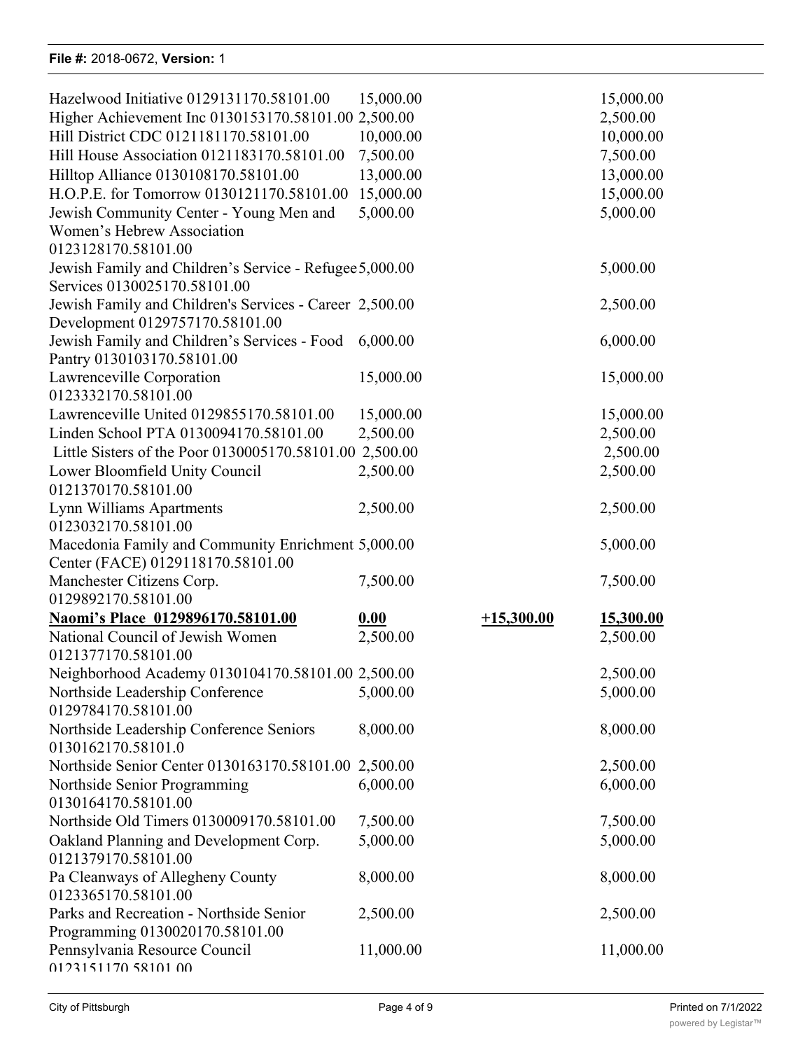| | | | |
|---|---|---|---|
| Hazelwood Initiative 0129131170.58101.00 | 15,000.00 | | 15,000.00 |
| Higher Achievement Inc 0130153170.58101.00 | 2,500.00 | | 2,500.00 |
| Hill District CDC 0121181170.58101.00 | 10,000.00 | | 10,000.00 |
| Hill House Association 0121183170.58101.00 | 7,500.00 | | 7,500.00 |
| Hilltop Alliance 0130108170.58101.00 | 13,000.00 | | 13,000.00 |
| H.O.P.E. for Tomorrow 0130121170.58101.00 | 15,000.00 | | 15,000.00 |
| Jewish Community Center - Young Men and Women's Hebrew Association 0123128170.58101.00 | 5,000.00 | | 5,000.00 |
| Jewish Family and Children's Service - Refugee Services 0130025170.58101.00 | 5,000.00 | | 5,000.00 |
| Jewish Family and Children's Services - Career Development 0129757170.58101.00 | 2,500.00 | | 2,500.00 |
| Jewish Family and Children's Services - Food Pantry 0130103170.58101.00 | 6,000.00 | | 6,000.00 |
| Lawrenceville Corporation 0123332170.58101.00 | 15,000.00 | | 15,000.00 |
| Lawrenceville United 0129855170.58101.00 | 15,000.00 | | 15,000.00 |
| Linden School PTA 0130094170.58101.00 | 2,500.00 | | 2,500.00 |
| Little Sisters of the Poor 0130005170.58101.00 | 2,500.00 | | 2,500.00 |
| Lower Bloomfield Unity Council 0121370170.58101.00 | 2,500.00 | | 2,500.00 |
| Lynn Williams Apartments 0123032170.58101.00 | 2,500.00 | | 2,500.00 |
| Macedonia Family and Community Enrichment Center (FACE) 0129118170.58101.00 | 5,000.00 | | 5,000.00 |
| Manchester Citizens Corp. 0129892170.58101.00 | 7,500.00 | | 7,500.00 |
| **<u>Naomi's Place 0129896170.58101.00</u>** | **<u>0.00</u>** | **<u>+15,300.00</u>** | **<u>15,300.00</u>** |
| National Council of Jewish Women 0121377170.58101.00 | 2,500.00 | | 2,500.00 |
| Neighborhood Academy 0130104170.58101.00 | 2,500.00 | | 2,500.00 |
| Northside Leadership Conference 0129784170.58101.00 | 5,000.00 | | 5,000.00 |
| Northside Leadership Conference Seniors 0130162170.58101.0 | 8,000.00 | | 8,000.00 |
| Northside Senior Center 0130163170.58101.00 | 2,500.00 | | 2,500.00 |
| Northside Senior Programming 0130164170.58101.00 | 6,000.00 | | 6,000.00 |
| Northside Old Timers 0130009170.58101.00 | 7,500.00 | | 7,500.00 |
| Oakland Planning and Development Corp. 0121379170.58101.00 | 5,000.00 | | 5,000.00 |
| Pa Cleanways of Allegheny County 0123365170.58101.00 | 8,000.00 | | 8,000.00 |
| Parks and Recreation - Northside Senior Programming 0130020170.58101.00 | 2,500.00 | | 2,500.00 |
| Pennsylvania Resource Council 0123151170.58101.00 | 11,000.00 | | 11,000.00 |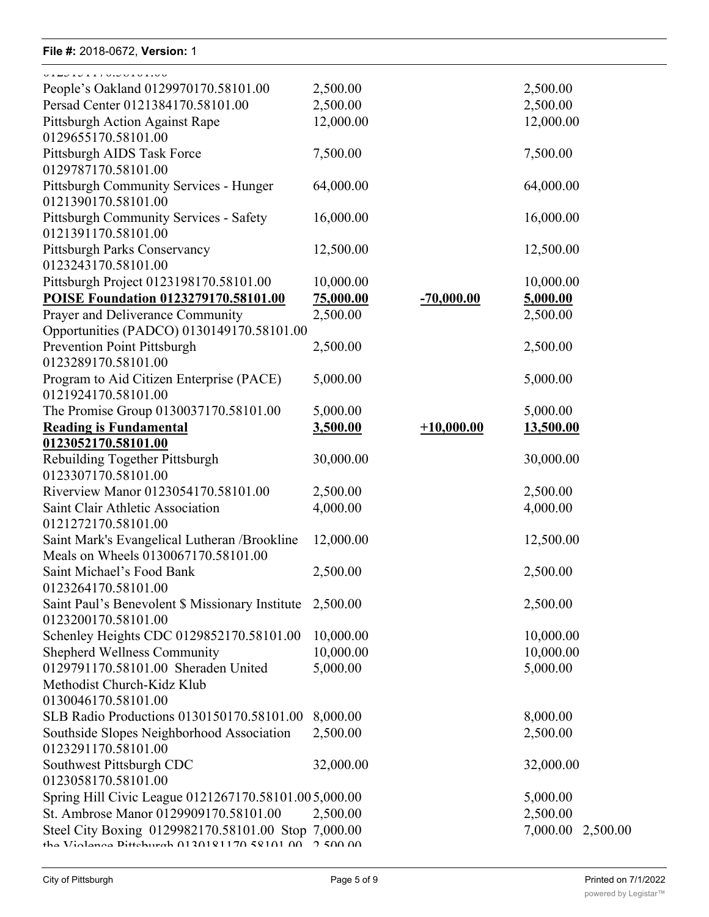| | | | |
|---|---|---|---|
| People’s Oakland 0129970170.58101.00 | 2,500.00 | | 2,500.00 |
| Persad Center 0121384170.58101.00 | 2,500.00 | | 2,500.00 |
| Pittsburgh Action Against Rape 0129655170.58101.00 | 12,000.00 | | 12,000.00 |
| Pittsburgh AIDS Task Force 0129787170.58101.00 | 7,500.00 | | 7,500.00 |
| Pittsburgh Community Services - Hunger 0121390170.58101.00 | 64,000.00 | | 64,000.00 |
| Pittsburgh Community Services - Safety 0121391170.58101.00 | 16,000.00 | | 16,000.00 |
| Pittsburgh Parks Conservancy 0123243170.58101.00 | 12,500.00 | | 12,500.00 |
| Pittsburgh Project 0123198170.58101.00 | 10,000.00 | | 10,000.00 |
| **POISE Foundation 0123279170.58101.00** | **75,000.00** | **-70,000.00** | **5,000.00** |
| Prayer and Deliverance Community Opportunities (PADCO) 0130149170.58101.00 | 2,500.00 | | 2,500.00 |
| Prevention Point Pittsburgh 0123289170.58101.00 | 2,500.00 | | 2,500.00 |
| Program to Aid Citizen Enterprise (PACE) 0121924170.58101.00 | 5,000.00 | | 5,000.00 |
| The Promise Group 0130037170.58101.00 | 5,000.00 | | 5,000.00 |
| **Reading is Fundamental 0123052170.58101.00** | **3,500.00** | **+10,000.00** | **13,500.00** |
| Rebuilding Together Pittsburgh 0123307170.58101.00 | 30,000.00 | | 30,000.00 |
| Riverview Manor 0123054170.58101.00 | 2,500.00 | | 2,500.00 |
| Saint Clair Athletic Association 0121272170.58101.00 | 4,000.00 | | 4,000.00 |
| Saint Mark's Evangelical Lutheran /Brookline Meals on Wheels 0130067170.58101.00 | 12,000.00 | | 12,500.00 |
| Saint Michael’s Food Bank 0123264170.58101.00 | 2,500.00 | | 2,500.00 |
| Saint Paul’s Benevolent $ Missionary Institute 0123200170.58101.00 | 2,500.00 | | 2,500.00 |
| Schenley Heights CDC 0129852170.58101.00 | 10,000.00 | | 10,000.00 |
| Shepherd Wellness Community 0129791170.58101.00 | 10,000.00 | | 10,000.00 |
| Sheraden United Methodist Church-Kidz Klub 0130046170.58101.00 | 5,000.00 | | 5,000.00 |
| SLB Radio Productions 0130150170.58101.00 | 8,000.00 | | 8,000.00 |
| Southside Slopes Neighborhood Association 0123291170.58101.00 | 2,500.00 | | 2,500.00 |
| Southwest Pittsburgh CDC 0123058170.58101.00 | 32,000.00 | | 32,000.00 |
| Spring Hill Civic League 0121267170.58101.00 | 5,000.00 | | 5,000.00 |
| St. Ambrose Manor 0129909170.58101.00 | 2,500.00 | | 2,500.00 |
| Steel City Boxing 0129982170.58101.00 | 7,000.00 | | 7,000.00 |
| Stop the Violence Pittsburgh 0130181170.58101.00 | 2,500.00 | | 2,500.00 |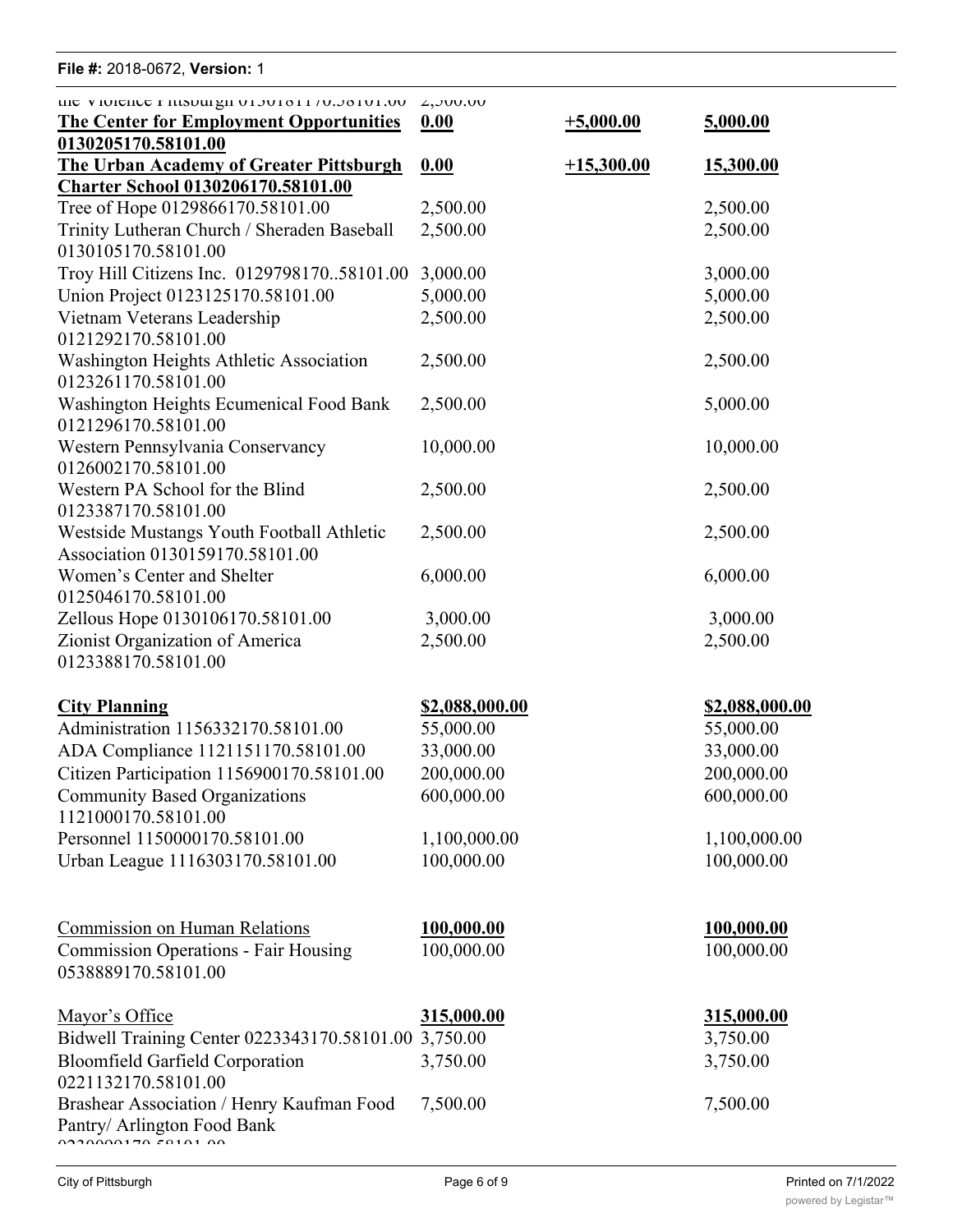| | | | |
|---|---|---|---|
| the Violence Pittsburgh 0130181170.58101.00 | 2,500.00 | | |
| **<u>The Center for Employment Opportunities 0130205170.58101.00</u>** | **<u>0.00</u>** | **<u>+5,000.00</u>** | **<u>5,000.00</u>** |
| **<u>The Urban Academy of Greater Pittsburgh Charter School 0130206170.58101.00</u>** | **<u>0.00</u>** | **<u>+15,300.00</u>** | **<u>15,300.00</u>** |
| Tree of Hope 0129866170.58101.00 | 2,500.00 | | 2,500.00 |
| Trinity Lutheran Church / Sheraden Baseball 0130105170.58101.00 | 2,500.00 | | 2,500.00 |
| Troy Hill Citizens Inc. 0129798170..58101.00 | 3,000.00 | | 3,000.00 |
| Union Project 0123125170.58101.00 | 5,000.00 | | 5,000.00 |
| Vietnam Veterans Leadership 0121292170.58101.00 | 2,500.00 | | 2,500.00 |
| Washington Heights Athletic Association 0123261170.58101.00 | 2,500.00 | | 2,500.00 |
| Washington Heights Ecumenical Food Bank 0121296170.58101.00 | 2,500.00 | | 5,000.00 |
| Western Pennsylvania Conservancy 0126002170.58101.00 | 10,000.00 | | 10,000.00 |
| Western PA School for the Blind 0123387170.58101.00 | 2,500.00 | | 2,500.00 |
| Westside Mustangs Youth Football Athletic Association 0130159170.58101.00 | 2,500.00 | | 2,500.00 |
| Women's Center and Shelter 0125046170.58101.00 | 6,000.00 | | 6,000.00 |
| Zellous Hope 0130106170.58101.00 | 3,000.00 | | 3,000.00 |
| Zionist Organization of America 0123388170.58101.00 | 2,500.00 | | 2,500.00 |
| | | | |
| **<u>City Planning</u>** | **<u>\$2,088,000.00</u>** | | **<u>\$2,088,000.00</u>** |
| Administration 1156332170.58101.00 | 55,000.00 | | 55,000.00 |
| ADA Compliance 1121151170.58101.00 | 33,000.00 | | 33,000.00 |
| Citizen Participation 1156900170.58101.00 | 200,000.00 | | 200,000.00 |
| Community Based Organizations 1121000170.58101.00 | 600,000.00 | | 600,000.00 |
| Personnel 1150000170.58101.00 | 1,100,000.00 | | 1,100,000.00 |
| Urban League 1116303170.58101.00 | 100,000.00 | | 100,000.00 |
| | | | |
| <u>Commission on Human Relations</u> | **<u>100,000.00</u>** | | **<u>100,000.00</u>** |
| Commission Operations - Fair Housing 0538889170.58101.00 | 100,000.00 | | 100,000.00 |
| | | | |
| <u>Mayor's Office</u> | **<u>315,000.00</u>** | | **<u>315,000.00</u>** |
| Bidwell Training Center 0223343170.58101.00 | 3,750.00 | | 3,750.00 |
| Bloomfield Garfield Corporation 0221132170.58101.00 | 3,750.00 | | 3,750.00 |
| Brashear Association / Henry Kaufman Food Pantry/ Arlington Food Bank 0220000170.58101.00 | 7,500.00 | | 7,500.00 |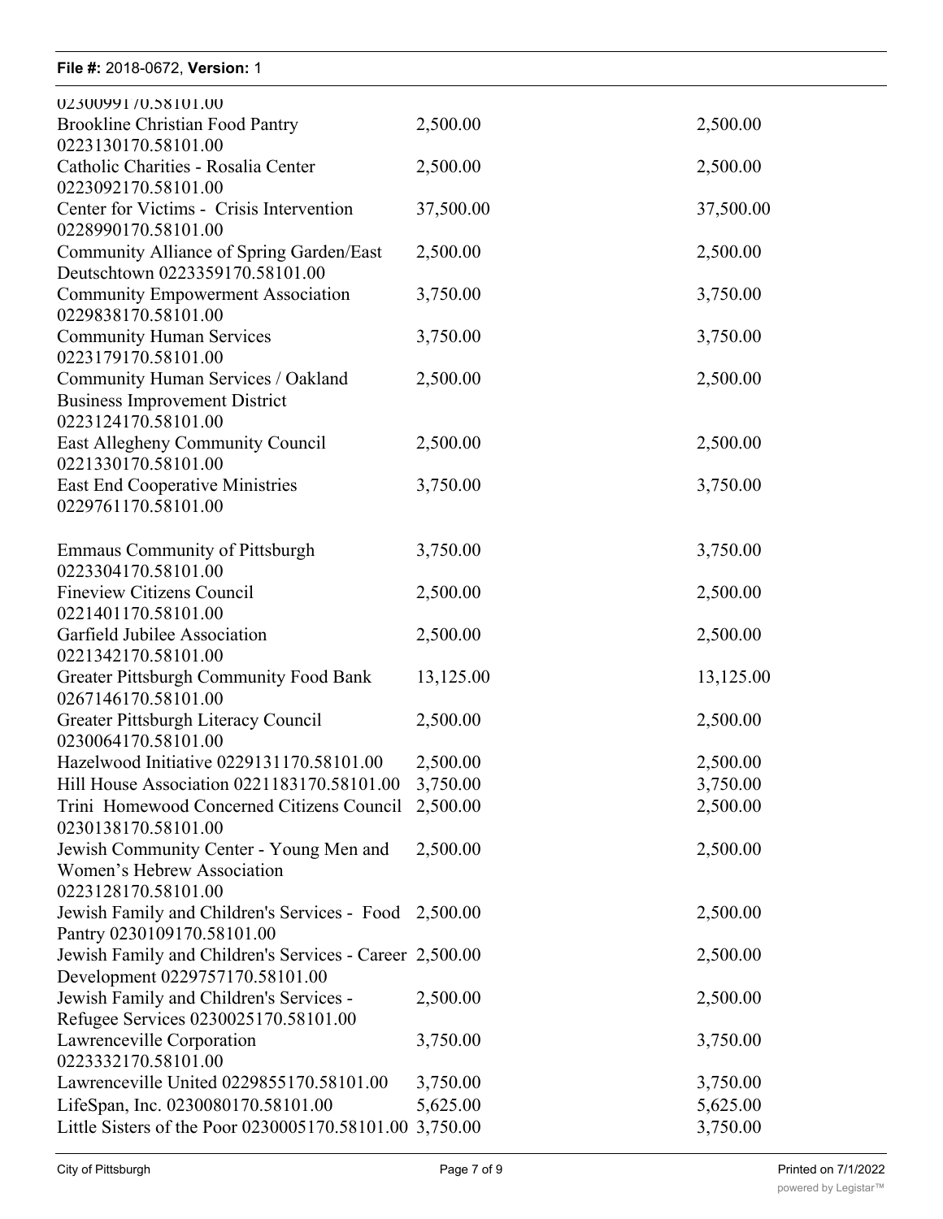| | | |
|---|---|---|
| 0230099170.58101.00 | | |
| Brookline Christian Food Pantry 0223130170.58101.00 | 2,500.00 | 2,500.00 |
| Catholic Charities - Rosalia Center 0223092170.58101.00 | 2,500.00 | 2,500.00 |
| Center for Victims - Crisis Intervention 0228990170.58101.00 | 37,500.00 | 37,500.00 |
| Community Alliance of Spring Garden/East Deutschtown 0223359170.58101.00 | 2,500.00 | 2,500.00 |
| Community Empowerment Association 0229838170.58101.00 | 3,750.00 | 3,750.00 |
| Community Human Services 0223179170.58101.00 | 3,750.00 | 3,750.00 |
| Community Human Services / Oakland Business Improvement District 0223124170.58101.00 | 2,500.00 | 2,500.00 |
| East Allegheny Community Council 0221330170.58101.00 | 2,500.00 | 2,500.00 |
| East End Cooperative Ministries 0229761170.58101.00 | 3,750.00 | 3,750.00 |
| Emmaus Community of Pittsburgh 0223304170.58101.00 | 3,750.00 | 3,750.00 |
| Fineview Citizens Council 0221401170.58101.00 | 2,500.00 | 2,500.00 |
| Garfield Jubilee Association 0221342170.58101.00 | 2,500.00 | 2,500.00 |
| Greater Pittsburgh Community Food Bank 0267146170.58101.00 | 13,125.00 | 13,125.00 |
| Greater Pittsburgh Literacy Council 0230064170.58101.00 | 2,500.00 | 2,500.00 |
| Hazelwood Initiative 0229131170.58101.00 | 2,500.00 | 2,500.00 |
| Hill House Association 0221183170.58101.00 | 3,750.00 | 3,750.00 |
| Trini Homewood Concerned Citizens Council 0230138170.58101.00 | 2,500.00 | 2,500.00 |
| Jewish Community Center - Young Men and Women's Hebrew Association 0223128170.58101.00 | 2,500.00 | 2,500.00 |
| Jewish Family and Children's Services - Food Pantry 0230109170.58101.00 | 2,500.00 | 2,500.00 |
| Jewish Family and Children's Services - Career Development 0229757170.58101.00 | 2,500.00 | 2,500.00 |
| Jewish Family and Children's Services - Refugee Services 0230025170.58101.00 | 2,500.00 | 2,500.00 |
| Lawrenceville Corporation 0223332170.58101.00 | 3,750.00 | 3,750.00 |
| Lawrenceville United 0229855170.58101.00 | 3,750.00 | 3,750.00 |
| LifeSpan, Inc. 0230080170.58101.00 | 5,625.00 | 5,625.00 |
| Little Sisters of the Poor 0230005170.58101.00 | 3,750.00 | 3,750.00 |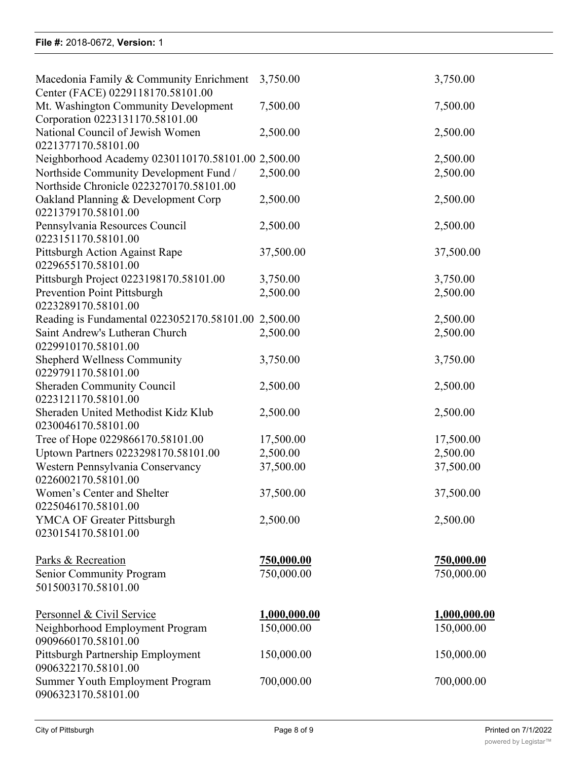| | | |
|---|---|---|
| Macedonia Family & Community Enrichment Center (FACE) 0229118170.58101.00 | 3,750.00 | 3,750.00 |
| Mt. Washington Community Development Corporation 0223131170.58101.00 | 7,500.00 | 7,500.00 |
| National Council of Jewish Women 0221377170.58101.00 | 2,500.00 | 2,500.00 |
| Neighborhood Academy 0230110170.58101.00 | 2,500.00 | 2,500.00 |
| Northside Community Development Fund / Northside Chronicle 0223270170.58101.00 | 2,500.00 | 2,500.00 |
| Oakland Planning & Development Corp 0221379170.58101.00 | 2,500.00 | 2,500.00 |
| Pennsylvania Resources Council 0223151170.58101.00 | 2,500.00 | 2,500.00 |
| Pittsburgh Action Against Rape 0229655170.58101.00 | 37,500.00 | 37,500.00 |
| Pittsburgh Project 0223198170.58101.00 | 3,750.00 | 3,750.00 |
| Prevention Point Pittsburgh 0223289170.58101.00 | 2,500.00 | 2,500.00 |
| Reading is Fundamental 0223052170.58101.00 | 2,500.00 | 2,500.00 |
| Saint Andrew's Lutheran Church 0229910170.58101.00 | 2,500.00 | 2,500.00 |
| Shepherd Wellness Community 0229791170.58101.00 | 3,750.00 | 3,750.00 |
| Sheraden Community Council 0223121170.58101.00 | 2,500.00 | 2,500.00 |
| Sheraden United Methodist Kidz Klub 0230046170.58101.00 | 2,500.00 | 2,500.00 |
| Tree of Hope 0229866170.58101.00 | 17,500.00 | 17,500.00 |
| Uptown Partners 0223298170.58101.00 | 2,500.00 | 2,500.00 |
| Western Pennsylvania Conservancy 0226002170.58101.00 | 37,500.00 | 37,500.00 |
| Women's Center and Shelter 0225046170.58101.00 | 37,500.00 | 37,500.00 |
| YMCA OF Greater Pittsburgh 0230154170.58101.00 | 2,500.00 | 2,500.00 |
| | | |
| Parks & Recreation | **750,000.00** | **750,000.00** |
| Senior Community Program 5015003170.58101.00 | 750,000.00 | 750,000.00 |
| | | |
| Personnel & Civil Service | **1,000,000.00** | **1,000,000.00** |
| Neighborhood Employment Program 0909660170.58101.00 | 150,000.00 | 150,000.00 |
| Pittsburgh Partnership Employment 0906322170.58101.00 | 150,000.00 | 150,000.00 |
| Summer Youth Employment Program 0906323170.58101.00 | 700,000.00 | 700,000.00 |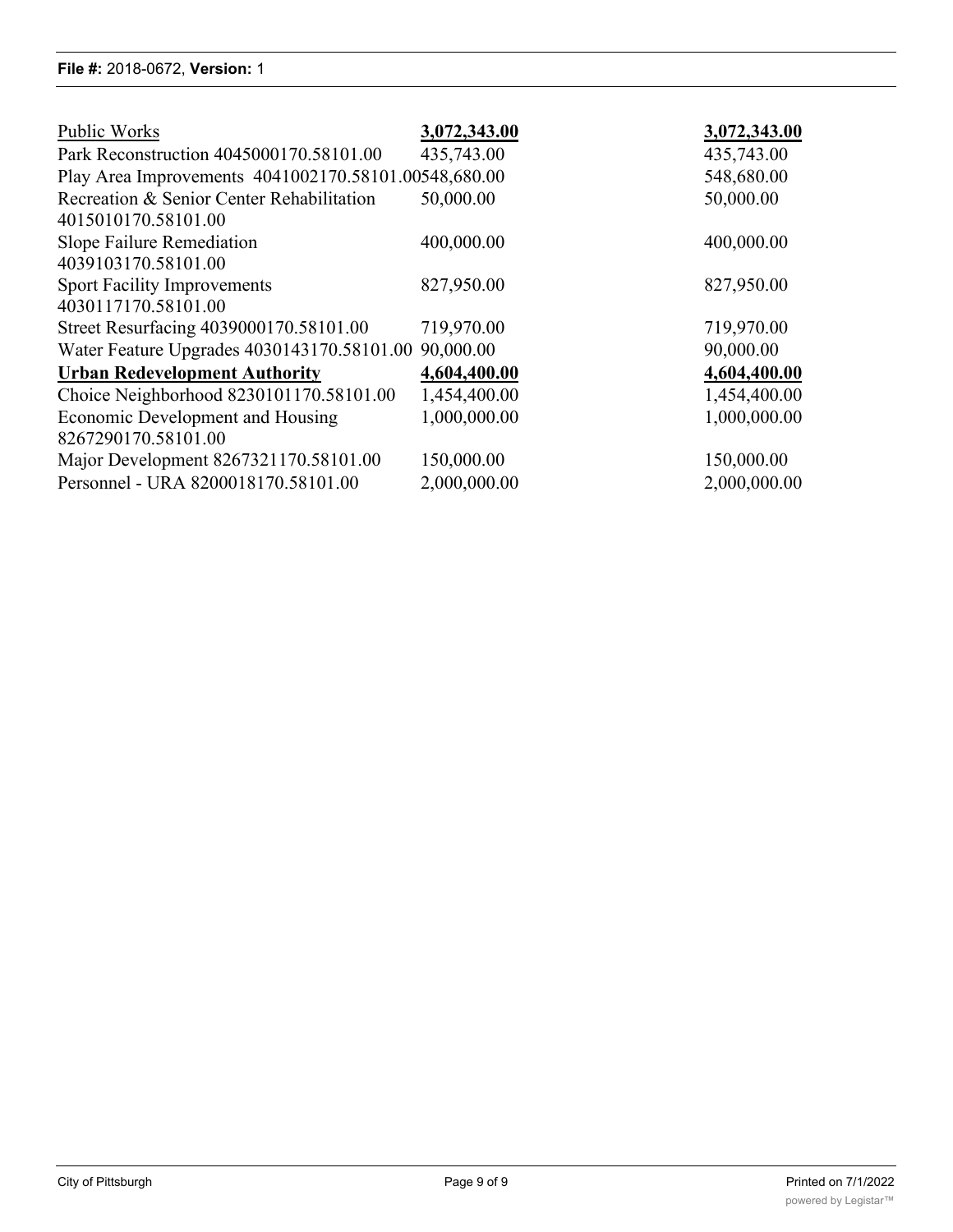| | | |
|---|---|---|
| Public Works | **3,072,343.00** | **3,072,343.00** |
| Park Reconstruction 4045000170.58101.00 | 435,743.00 | 435,743.00 |
| Play Area Improvements 4041002170.58101.00 | 548,680.00 | 548,680.00 |
| Recreation & Senior Center Rehabilitation 4015010170.58101.00 | 50,000.00 | 50,000.00 |
| Slope Failure Remediation 4039103170.58101.00 | 400,000.00 | 400,000.00 |
| Sport Facility Improvements 4030117170.58101.00 | 827,950.00 | 827,950.00 |
| Street Resurfacing 4039000170.58101.00 | 719,970.00 | 719,970.00 |
| Water Feature Upgrades 4030143170.58101.00 | 90,000.00 | 90,000.00 |
| **Urban Redevelopment Authority** | **4,604,400.00** | **4,604,400.00** |
| Choice Neighborhood 8230101170.58101.00 | 1,454,400.00 | 1,454,400.00 |
| Economic Development and Housing 8267290170.58101.00 | 1,000,000.00 | 1,000,000.00 |
| Major Development 8267321170.58101.00 | 150,000.00 | 150,000.00 |
| Personnel - URA 8200018170.58101.00 | 2,000,000.00 | 2,000,000.00 |